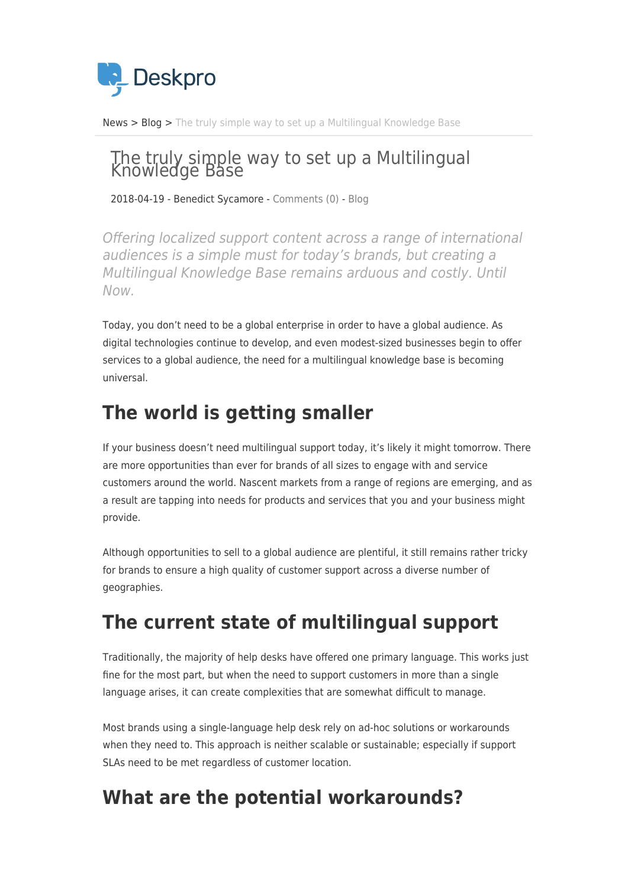Deskpro

News > Blog > The truly simple way to set up a Multilingual Knowledge Base

# The truly simple way to set up a Multilingual Knowledge Base

2018-04-19 - Benedict Sycamore - Comments (0) - Blog

*Offering localized support content across a range of international audiences is a simple must for today's brands, but creating a Multilingual Knowledge Base remains arduous and costly. Until Now.*

Today, you don't need to be a global enterprise in order to have a global audience. As digital technologies continue to develop, and even modest-sized businesses begin to offer services to a global audience, the need for a multilingual knowledge base is becoming universal.

## The world is getting smaller

If your business doesn't need multilingual support today, it's likely it might tomorrow. There are more opportunities than ever for brands of all sizes to engage with and service customers around the world. Nascent markets from a range of regions are emerging, and as a result are tapping into needs for products and services that you and your business might provide.

Although opportunities to sell to a global audience are plentiful, it still remains rather tricky for brands to ensure a high quality of customer support across a diverse number of geographies.

## The current state of multilingual support

Traditionally, the majority of help desks have offered one primary language. This works just fine for the most part, but when the need to support customers in more than a single language arises, it can create complexities that are somewhat difficult to manage.

Most brands using a single-language help desk rely on ad-hoc solutions or workarounds when they need to. This approach is neither scalable or sustainable; especially if support SLAs need to be met regardless of customer location.

## What are the potential workarounds?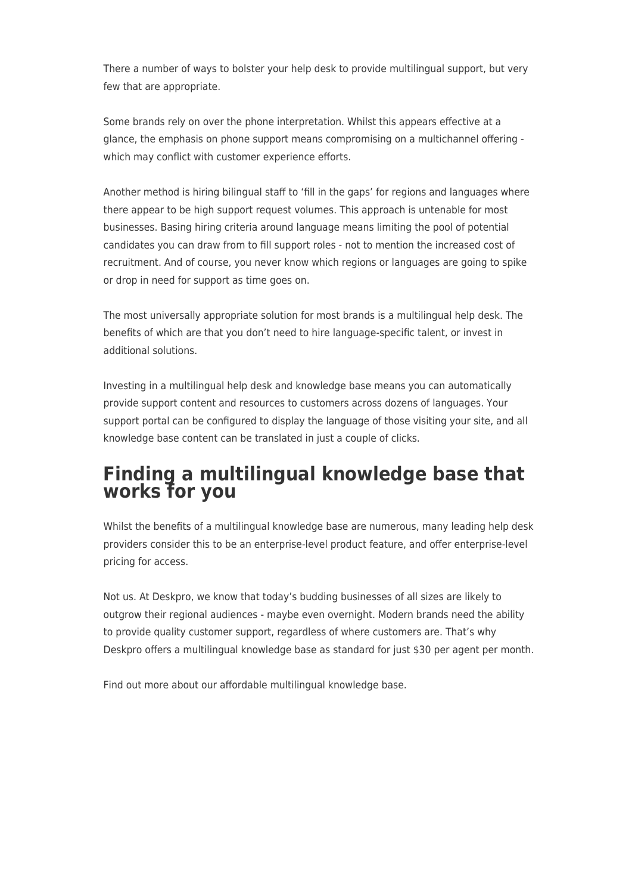There a number of ways to bolster your help desk to provide multilingual support, but very few that are appropriate.

Some brands rely on over the phone interpretation. Whilst this appears effective at a glance, the emphasis on phone support means compromising on a multichannel offering - which may conflict with customer experience efforts.

Another method is hiring bilingual staff to 'fill in the gaps' for regions and languages where there appear to be high support request volumes. This approach is untenable for most businesses. Basing hiring criteria around language means limiting the pool of potential candidates you can draw from to fill support roles - not to mention the increased cost of recruitment. And of course, you never know which regions or languages are going to spike or drop in need for support as time goes on.

The most universally appropriate solution for most brands is a multilingual help desk. The benefits of which are that you don't need to hire language-specific talent, or invest in additional solutions.

Investing in a multilingual help desk and knowledge base means you can automatically provide support content and resources to customers across dozens of languages. Your support portal can be configured to display the language of those visiting your site, and all knowledge base content can be translated in just a couple of clicks.

## Finding a multilingual knowledge base that works for you

Whilst the benefits of a multilingual knowledge base are numerous, many leading help desk providers consider this to be an enterprise-level product feature, and offer enterprise-level pricing for access.

Not us. At Deskpro, we know that today's budding businesses of all sizes are likely to outgrow their regional audiences - maybe even overnight. Modern brands need the ability to provide quality customer support, regardless of where customers are. That's why Deskpro offers a multilingual knowledge base as standard for just $30 per agent per month.

Find out more about our affordable multilingual knowledge base.